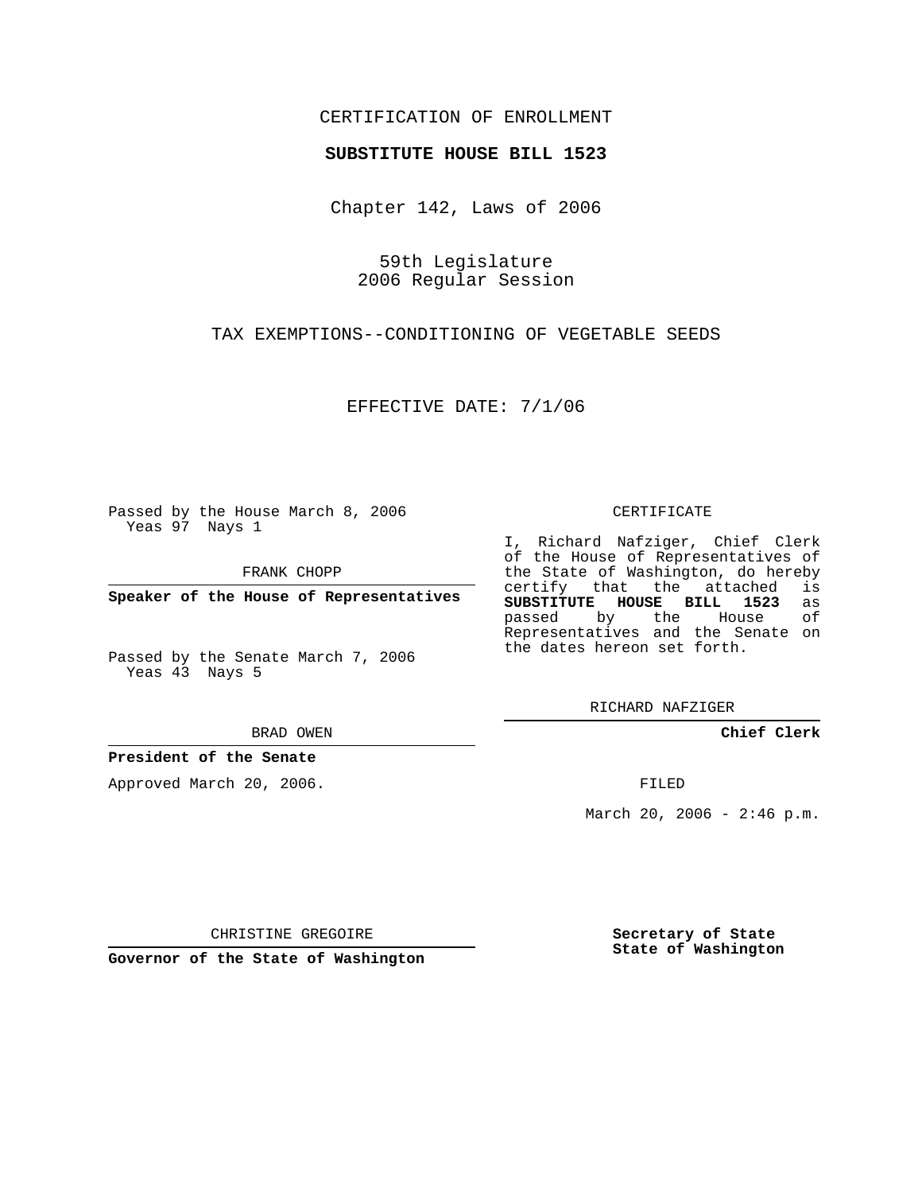CERTIFICATION OF ENROLLMENT

**SUBSTITUTE HOUSE BILL 1523**

Chapter 142, Laws of 2006

59th Legislature
2006 Regular Session

TAX EXEMPTIONS--CONDITIONING OF VEGETABLE SEEDS

EFFECTIVE DATE: 7/1/06

Passed by the House March 8, 2006
Yeas 97 Nays 1

FRANK CHOPP

**Speaker of the House of Representatives**

Passed by the Senate March 7, 2006
Yeas 43 Nays 5

BRAD OWEN

**President of the Senate**

Approved March 20, 2006.

CHRISTINE GREGOIRE

**Governor of the State of Washington**

CERTIFICATE

I, Richard Nafziger, Chief Clerk of the House of Representatives of the State of Washington, do hereby certify that the attached is **SUBSTITUTE HOUSE BILL 1523** as passed by the House of Representatives and the Senate on the dates hereon set forth.

RICHARD NAFZIGER

**Chief Clerk**

FILED

March 20, 2006 - 2:46 p.m.

**Secretary of State**
**State of Washington**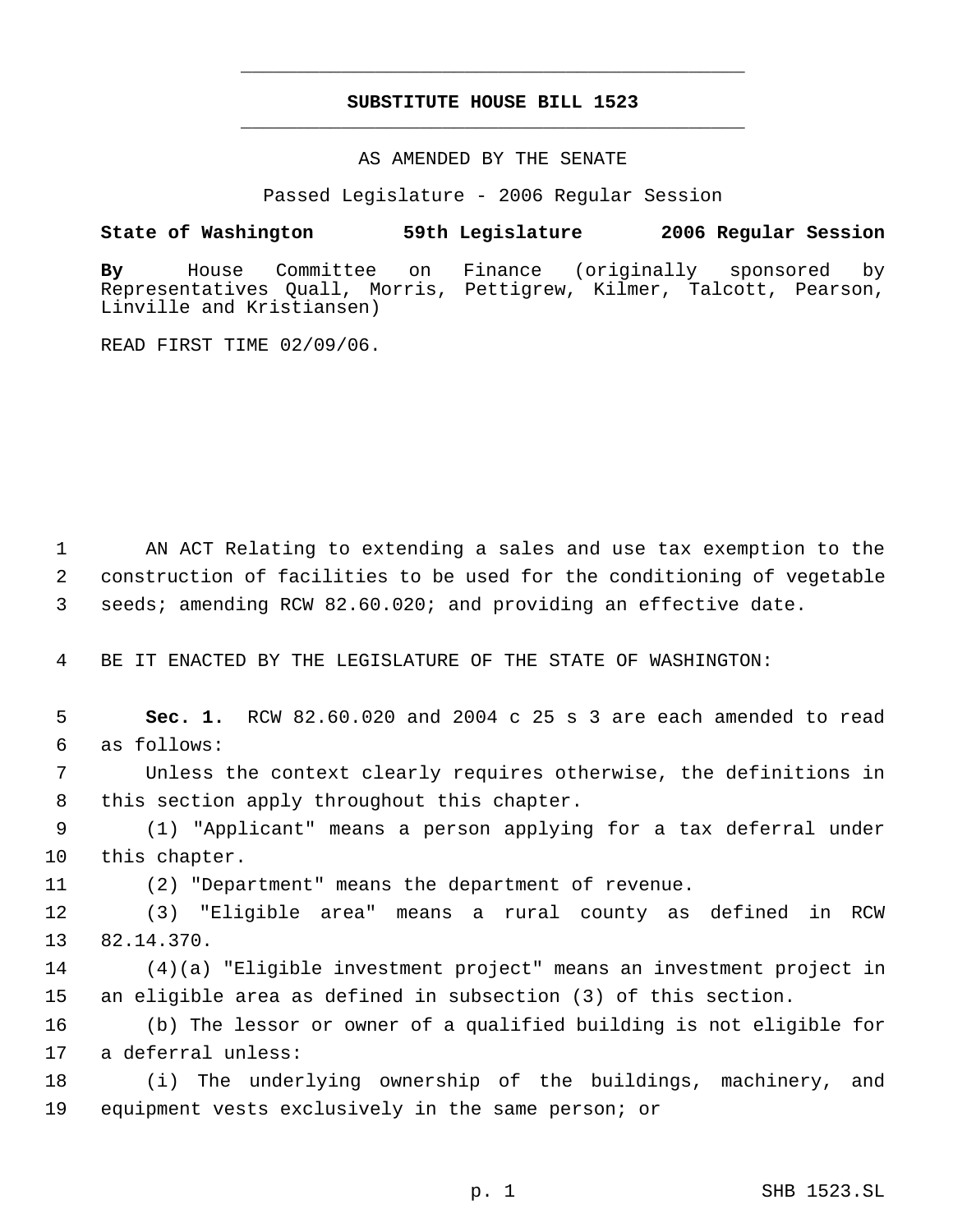# SUBSTITUTE HOUSE BILL 1523

AS AMENDED BY THE SENATE

Passed Legislature - 2006 Regular Session

**State of Washington 59th Legislature 2006 Regular Session**

**By** House Committee on Finance (originally sponsored by Representatives Quall, Morris, Pettigrew, Kilmer, Talcott, Pearson, Linville and Kristiansen)

READ FIRST TIME 02/09/06.

AN ACT Relating to extending a sales and use tax exemption to the construction of facilities to be used for the conditioning of vegetable seeds; amending RCW 82.60.020; and providing an effective date.

BE IT ENACTED BY THE LEGISLATURE OF THE STATE OF WASHINGTON:

**Sec. 1.** RCW 82.60.020 and 2004 c 25 s 3 are each amended to read as follows:

Unless the context clearly requires otherwise, the definitions in this section apply throughout this chapter.

(1) "Applicant" means a person applying for a tax deferral under this chapter.

(2) "Department" means the department of revenue.

(3) "Eligible area" means a rural county as defined in RCW 82.14.370.

(4)(a) "Eligible investment project" means an investment project in an eligible area as defined in subsection (3) of this section.

(b) The lessor or owner of a qualified building is not eligible for a deferral unless:

(i) The underlying ownership of the buildings, machinery, and equipment vests exclusively in the same person; or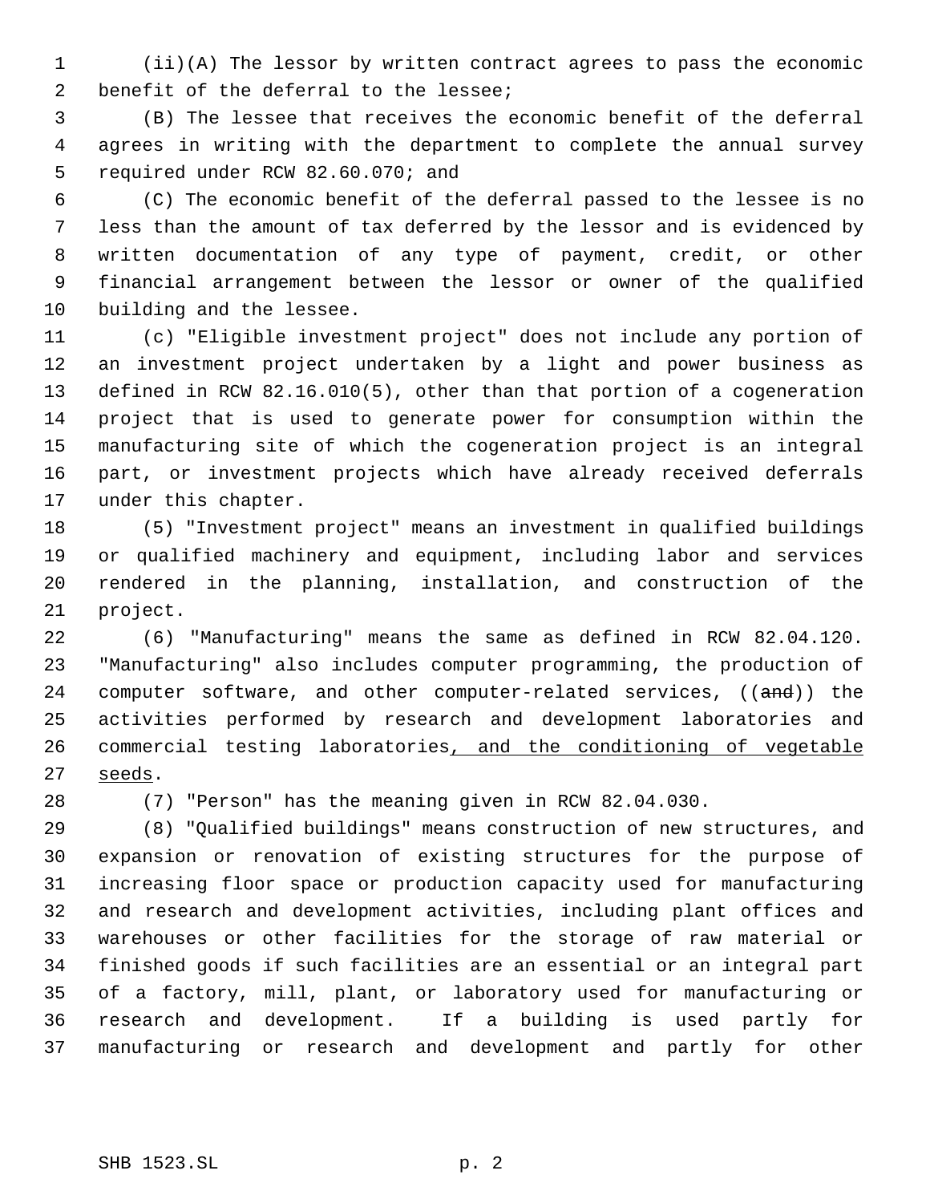(ii)(A) The lessor by written contract agrees to pass the economic benefit of the deferral to the lessee;

(B) The lessee that receives the economic benefit of the deferral agrees in writing with the department to complete the annual survey required under RCW 82.60.070; and

(C) The economic benefit of the deferral passed to the lessee is no less than the amount of tax deferred by the lessor and is evidenced by written documentation of any type of payment, credit, or other financial arrangement between the lessor or owner of the qualified building and the lessee.

(c) "Eligible investment project" does not include any portion of an investment project undertaken by a light and power business as defined in RCW 82.16.010(5), other than that portion of a cogeneration project that is used to generate power for consumption within the manufacturing site of which the cogeneration project is an integral part, or investment projects which have already received deferrals under this chapter.

(5) "Investment project" means an investment in qualified buildings or qualified machinery and equipment, including labor and services rendered in the planning, installation, and construction of the project.

(6) "Manufacturing" means the same as defined in RCW 82.04.120. "Manufacturing" also includes computer programming, the production of computer software, and other computer-related services, ((~~and~~)) the activities performed by research and development laboratories and commercial testing laboratories, and the conditioning of vegetable seeds.

(7) "Person" has the meaning given in RCW 82.04.030.

(8) "Qualified buildings" means construction of new structures, and expansion or renovation of existing structures for the purpose of increasing floor space or production capacity used for manufacturing and research and development activities, including plant offices and warehouses or other facilities for the storage of raw material or finished goods if such facilities are an essential or an integral part of a factory, mill, plant, or laboratory used for manufacturing or research and development. If a building is used partly for manufacturing or research and development and partly for other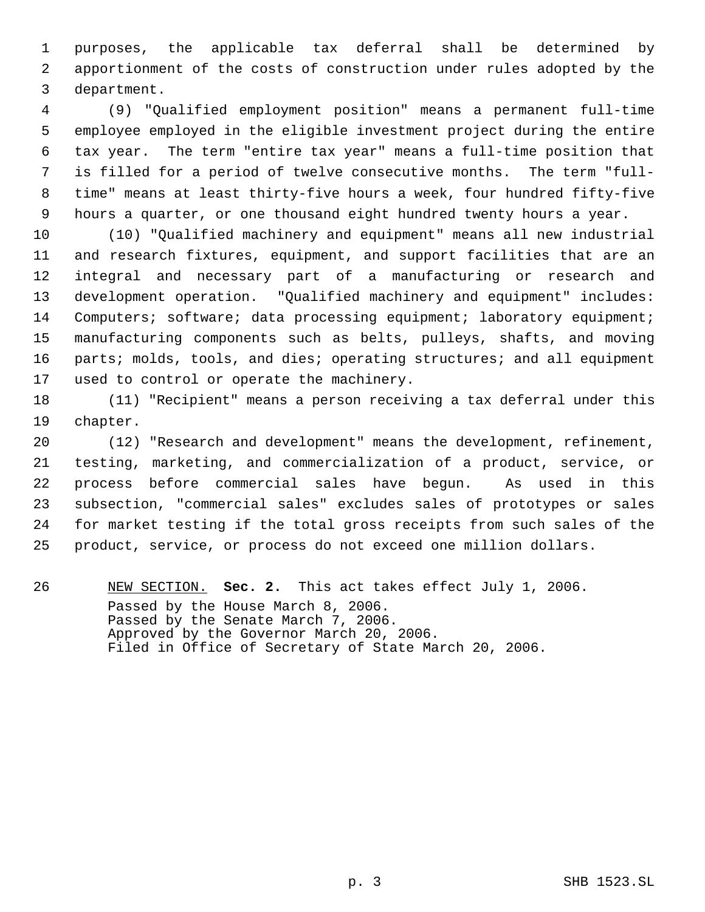purposes, the applicable tax deferral shall be determined by apportionment of the costs of construction under rules adopted by the department.

(9) "Qualified employment position" means a permanent full-time employee employed in the eligible investment project during the entire tax year. The term "entire tax year" means a full-time position that is filled for a period of twelve consecutive months. The term "full-time" means at least thirty-five hours a week, four hundred fifty-five hours a quarter, or one thousand eight hundred twenty hours a year.

(10) "Qualified machinery and equipment" means all new industrial and research fixtures, equipment, and support facilities that are an integral and necessary part of a manufacturing or research and development operation. "Qualified machinery and equipment" includes: Computers; software; data processing equipment; laboratory equipment; manufacturing components such as belts, pulleys, shafts, and moving parts; molds, tools, and dies; operating structures; and all equipment used to control or operate the machinery.

(11) "Recipient" means a person receiving a tax deferral under this chapter.

(12) "Research and development" means the development, refinement, testing, marketing, and commercialization of a product, service, or process before commercial sales have begun. As used in this subsection, "commercial sales" excludes sales of prototypes or sales for market testing if the total gross receipts from such sales of the product, service, or process do not exceed one million dollars.

NEW SECTION. **Sec. 2.** This act takes effect July 1, 2006.

Passed by the House March 8, 2006.
Passed by the Senate March 7, 2006.
Approved by the Governor March 20, 2006.
Filed in Office of Secretary of State March 20, 2006.